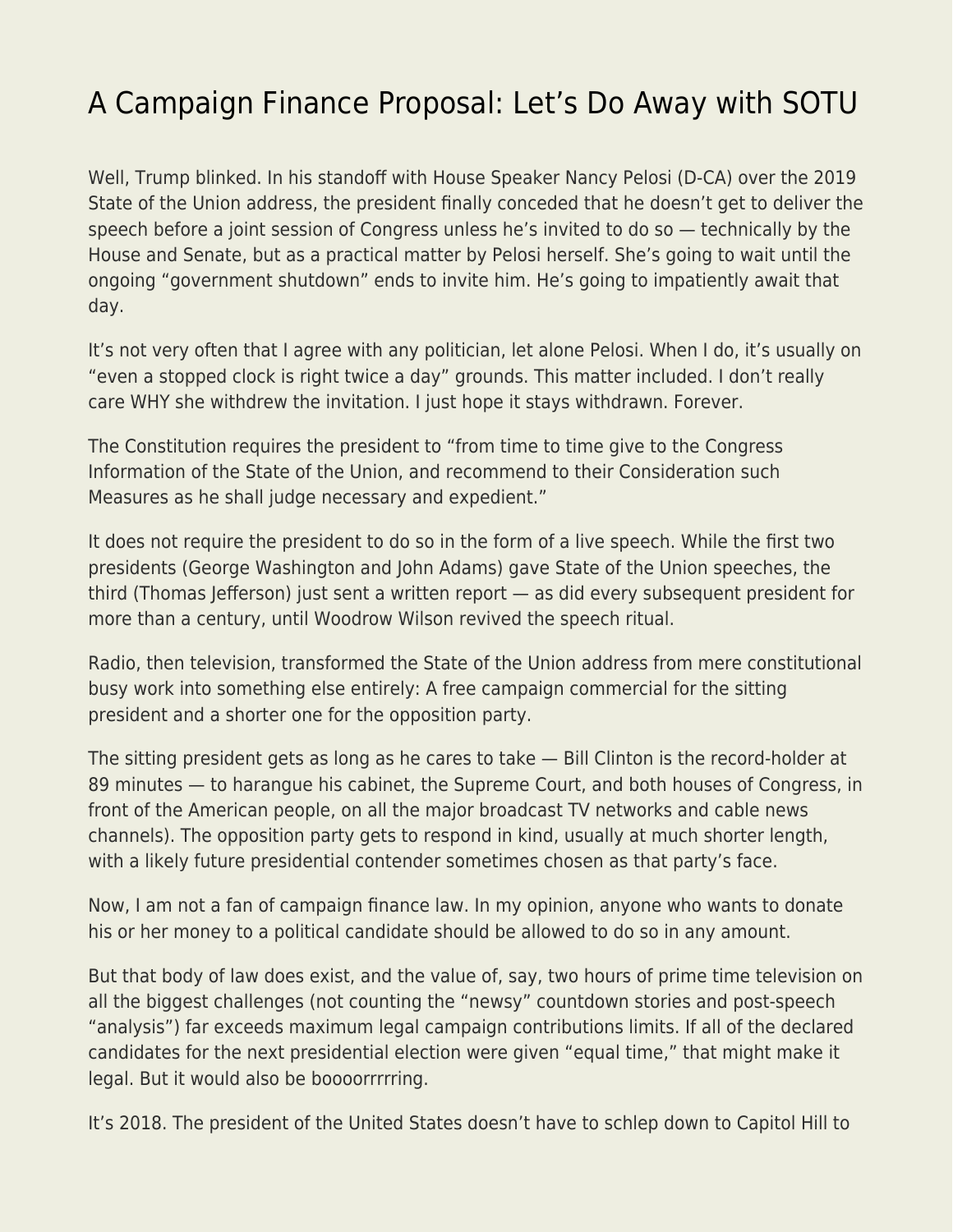# A Campaign Finance Proposal: Let's Do Away with SOTU

Well, Trump blinked. In his standoff with House Speaker Nancy Pelosi (D-CA) over the 2019 State of the Union address, the president finally conceded that he doesn't get to deliver the speech before a joint session of Congress unless he's invited to do so — technically by the House and Senate, but as a practical matter by Pelosi herself. She's going to wait until the ongoing "government shutdown" ends to invite him. He's going to impatiently await that day.

It's not very often that I agree with any politician, let alone Pelosi. When I do, it's usually on "even a stopped clock is right twice a day" grounds. This matter included. I don't really care WHY she withdrew the invitation. I just hope it stays withdrawn. Forever.

The Constitution requires the president to "from time to time give to the Congress Information of the State of the Union, and recommend to their Consideration such Measures as he shall judge necessary and expedient."

It does not require the president to do so in the form of a live speech. While the first two presidents (George Washington and John Adams) gave State of the Union speeches, the third (Thomas Jefferson) just sent a written report — as did every subsequent president for more than a century, until Woodrow Wilson revived the speech ritual.

Radio, then television, transformed the State of the Union address from mere constitutional busy work into something else entirely: A free campaign commercial for the sitting president and a shorter one for the opposition party.

The sitting president gets as long as he cares to take — Bill Clinton is the record-holder at 89 minutes — to harangue his cabinet, the Supreme Court, and both houses of Congress, in front of the American people, on all the major broadcast TV networks and cable news channels). The opposition party gets to respond in kind, usually at much shorter length, with a likely future presidential contender sometimes chosen as that party's face.

Now, I am not a fan of campaign finance law. In my opinion, anyone who wants to donate his or her money to a political candidate should be allowed to do so in any amount.

But that body of law does exist, and the value of, say, two hours of prime time television on all the biggest challenges (not counting the "newsy" countdown stories and post-speech "analysis") far exceeds maximum legal campaign contributions limits. If all of the declared candidates for the next presidential election were given "equal time," that might make it legal. But it would also be boooorrrrring.

It's 2018. The president of the United States doesn't have to schlep down to Capitol Hill to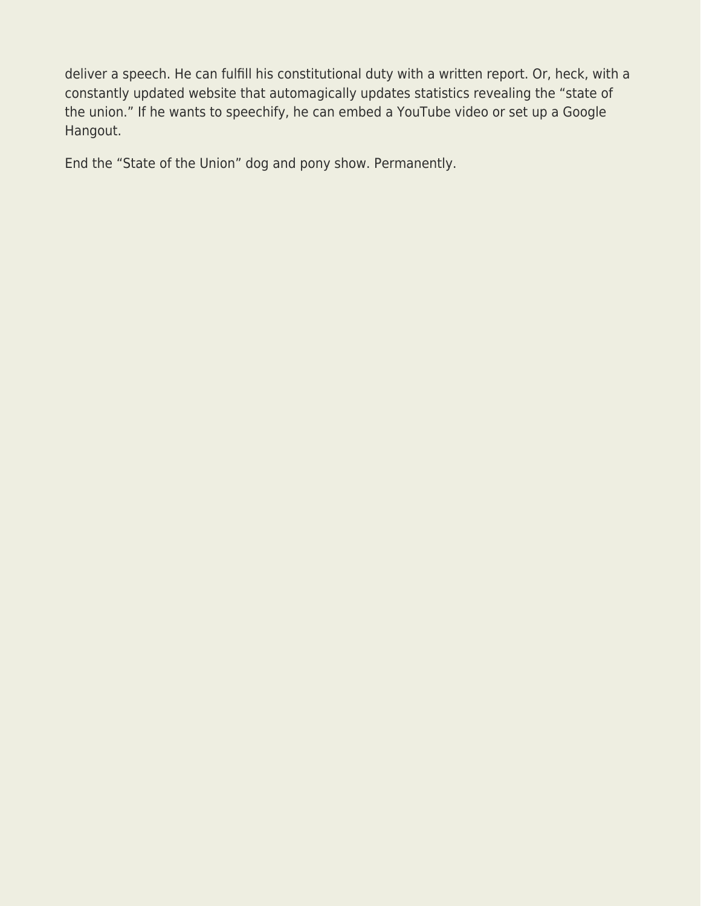deliver a speech. He can fulfill his constitutional duty with a written report. Or, heck, with a constantly updated website that automagically updates statistics revealing the "state of the union." If he wants to speechify, he can embed a YouTube video or set up a Google Hangout.

End the "State of the Union" dog and pony show. Permanently.